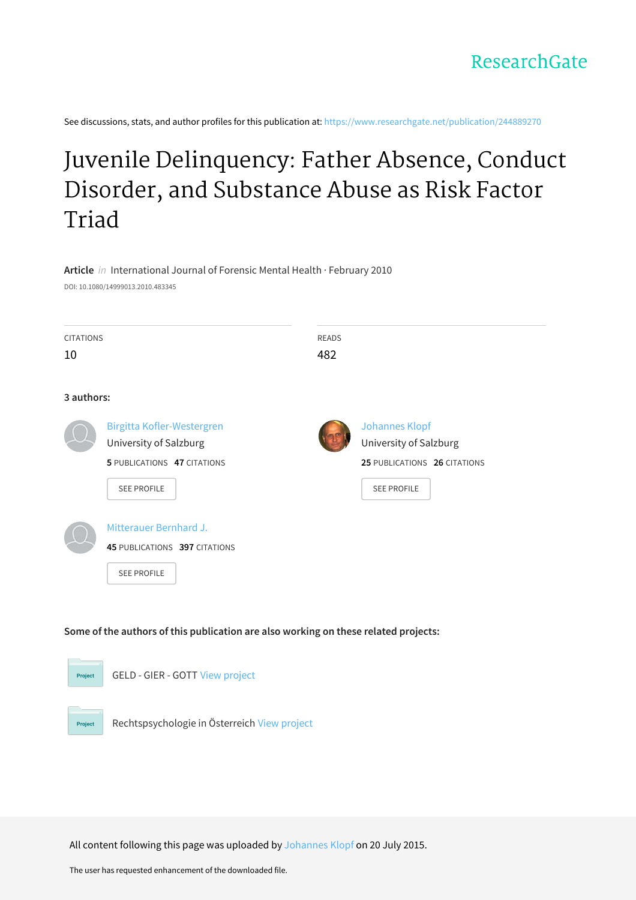ResearchGate

See discussions, stats, and author profiles for this publication at: https://www.researchgate.net/publication/244889270

# Juvenile Delinquency: Father Absence, Conduct Disorder, and Substance Abuse as Risk Factor Triad

**Article** *in* International Journal of Forensic Mental Health · February 2010

DOI: 10.1080/14999013.2010.483345

| CITATIONS | READS |
| --- | --- |
| 10 | 482 |

**3 authors:**

Birgitta Kofler-Westergren
University of Salzburg
**5** PUBLICATIONS **47** CITATIONS
SEE PROFILE

Johannes Klopf
University of Salzburg
**25** PUBLICATIONS **26** CITATIONS
SEE PROFILE

Mitterauer Bernhard J.
**45** PUBLICATIONS **397** CITATIONS
SEE PROFILE

**Some of the authors of this publication are also working on these related projects:**

Project GELD - GIER - GOTT View project

Project Rechtspsychologie in Österreich View project

All content following this page was uploaded by Johannes Klopf on 20 July 2015.

The user has requested enhancement of the downloaded file.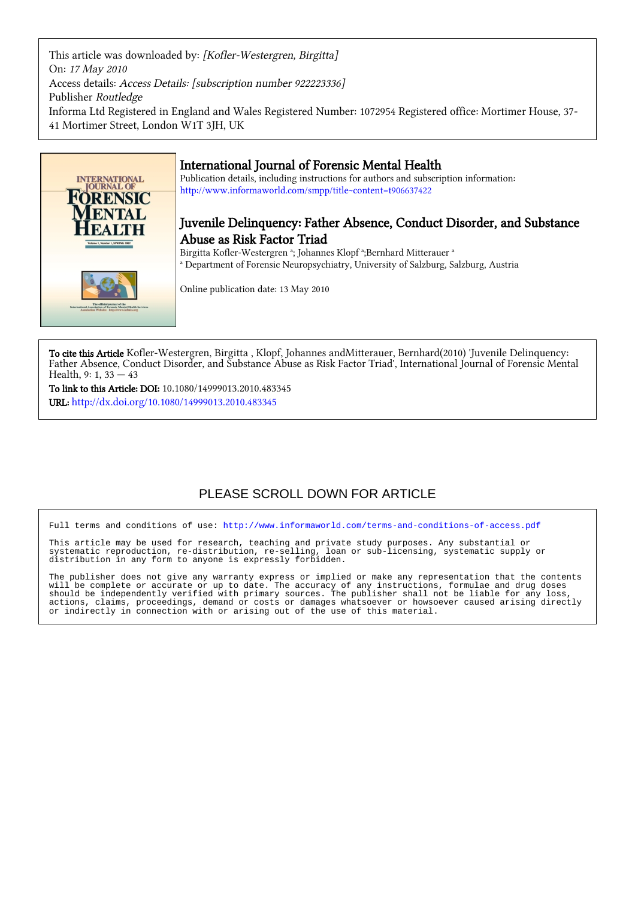This article was downloaded by: *[Kofler-Westergren, Birgitta]*
On: *17 May 2010*
Access details: *Access Details: [subscription number 922223336]*
Publisher *Routledge*
Informa Ltd Registered in England and Wales Registered Number: 1072954 Registered office: Mortimer House, 37-41 Mortimer Street, London W1T 3JH, UK

# International Journal of Forensic Mental Health

Publication details, including instructions for authors and subscription information:
http://www.informaworld.com/smpp/title~content=t906637422

## Juvenile Delinquency: Father Absence, Conduct Disorder, and Substance Abuse as Risk Factor Triad

Birgitta Kofler-Westergren [a]; Johannes Klopf [a]; Bernhard Mitterauer [a]

[a] Department of Forensic Neuropsychiatry, University of Salzburg, Salzburg, Austria

Online publication date: 13 May 2010

**To cite this Article** Kofler-Westergren, Birgitta , Klopf, Johannes andMitterauer, Bernhard(2010) 'Juvenile Delinquency: Father Absence, Conduct Disorder, and Substance Abuse as Risk Factor Triad', International Journal of Forensic Mental Health, 9: 1, 33 — 43

**To link to this Article: DOI:** 10.1080/14999013.2010.483345

**URL:** http://dx.doi.org/10.1080/14999013.2010.483345

PLEASE SCROLL DOWN FOR ARTICLE

Full terms and conditions of use: http://www.informaworld.com/terms-and-conditions-of-access.pdf

This article may be used for research, teaching and private study purposes. Any substantial or systematic reproduction, re-distribution, re-selling, loan or sub-licensing, systematic supply or distribution in any form to anyone is expressly forbidden.

The publisher does not give any warranty express or implied or make any representation that the contents will be complete or accurate or up to date. The accuracy of any instructions, formulae and drug doses should be independently verified with primary sources. The publisher shall not be liable for any loss, actions, claims, proceedings, demand or costs or damages whatsoever or howsoever caused arising directly or indirectly in connection with or arising out of the use of this material.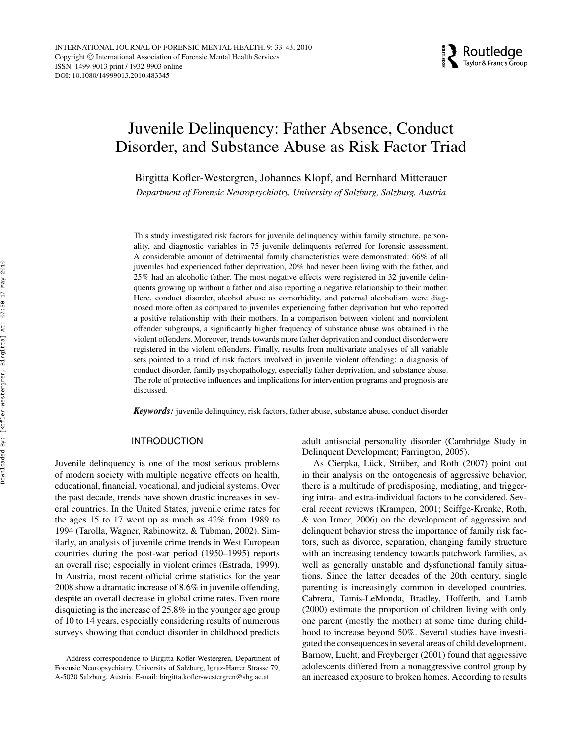# Juvenile Delinquency: Father Absence, Conduct Disorder, and Substance Abuse as Risk Factor Triad

Birgitta Kofler-Westergren, Johannes Klopf, and Bernhard Mitterauer

*Department of Forensic Neuropsychiatry, University of Salzburg, Salzburg, Austria*

This study investigated risk factors for juvenile delinquency within family structure, personality, and diagnostic variables in 75 juvenile delinquents referred for forensic assessment. A considerable amount of detrimental family characteristics were demonstrated: 66% of all juveniles had experienced father deprivation, 20% had never been living with the father, and 25% had an alcoholic father. The most negative effects were registered in 32 juvenile delinquents growing up without a father and also reporting a negative relationship to their mother. Here, conduct disorder, alcohol abuse as comorbidity, and paternal alcoholism were diagnosed more often as compared to juveniles experiencing father deprivation but who reported a positive relationship with their mothers. In a comparison between violent and nonviolent offender subgroups, a significantly higher frequency of substance abuse was obtained in the violent offenders. Moreover, trends towards more father deprivation and conduct disorder were registered in the violent offenders. Finally, results from multivariate analyses of all variable sets pointed to a triad of risk factors involved in juvenile violent offending: a diagnosis of conduct disorder, family psychopathology, especially father deprivation, and substance abuse. The role of protective influences and implications for intervention programs and prognosis are discussed.

***Keywords:*** juvenile delinquency, risk factors, father abuse, substance abuse, conduct disorder

## INTRODUCTION

Juvenile delinquency is one of the most serious problems of modern society with multiple negative effects on health, educational, financial, vocational, and judicial systems. Over the past decade, trends have shown drastic increases in several countries. In the United States, juvenile crime rates for the ages 15 to 17 went up as much as 42% from 1989 to 1994 (Tarolla, Wagner, Rabinowitz, & Tubman, 2002). Similarly, an analysis of juvenile crime trends in West European countries during the post-war period (1950–1995) reports an overall rise; especially in violent crimes (Estrada, 1999). In Austria, most recent official crime statistics for the year 2008 show a dramatic increase of 8.6% in juvenile offending, despite an overall decrease in global crime rates. Even more disquieting is the increase of 25.8% in the younger age group of 10 to 14 years, especially considering results of numerous surveys showing that conduct disorder in childhood predicts adult antisocial personality disorder (Cambridge Study in Delinquent Development; Farrington, 2005).

As Cierpka, Lück, Strüber, and Roth (2007) point out in their analysis on the ontogenesis of aggressive behavior, there is a multitude of predisposing, mediating, and triggering intra- and extra-individual factors to be considered. Several recent reviews (Krampen, 2001; Seiffge-Krenke, Roth, & von Irmer, 2006) on the development of aggressive and delinquent behavior stress the importance of family risk factors, such as divorce, separation, changing family structure with an increasing tendency towards patchwork families, as well as generally unstable and dysfunctional family situations. Since the latter decades of the 20th century, single parenting is increasingly common in developed countries. Cabrera, Tamis-LeMonda, Bradley, Hofferth, and Lamb (2000) estimate the proportion of children living with only one parent (mostly the mother) at some time during childhood to increase beyond 50%. Several studies have investigated the consequences in several areas of child development. Barnow, Lucht, and Freyberger (2001) found that aggressive adolescents differed from a nonaggressive control group by an increased exposure to broken homes. According to results

Address correspondence to Birgitta Kofler-Westergren, Department of Forensic Neuropsychiatry, University of Salzburg, Ignaz-Harrer Strasse 79, A-5020 Salzburg, Austria. E-mail: birgitta.kofler-westergren@sbg.ac.at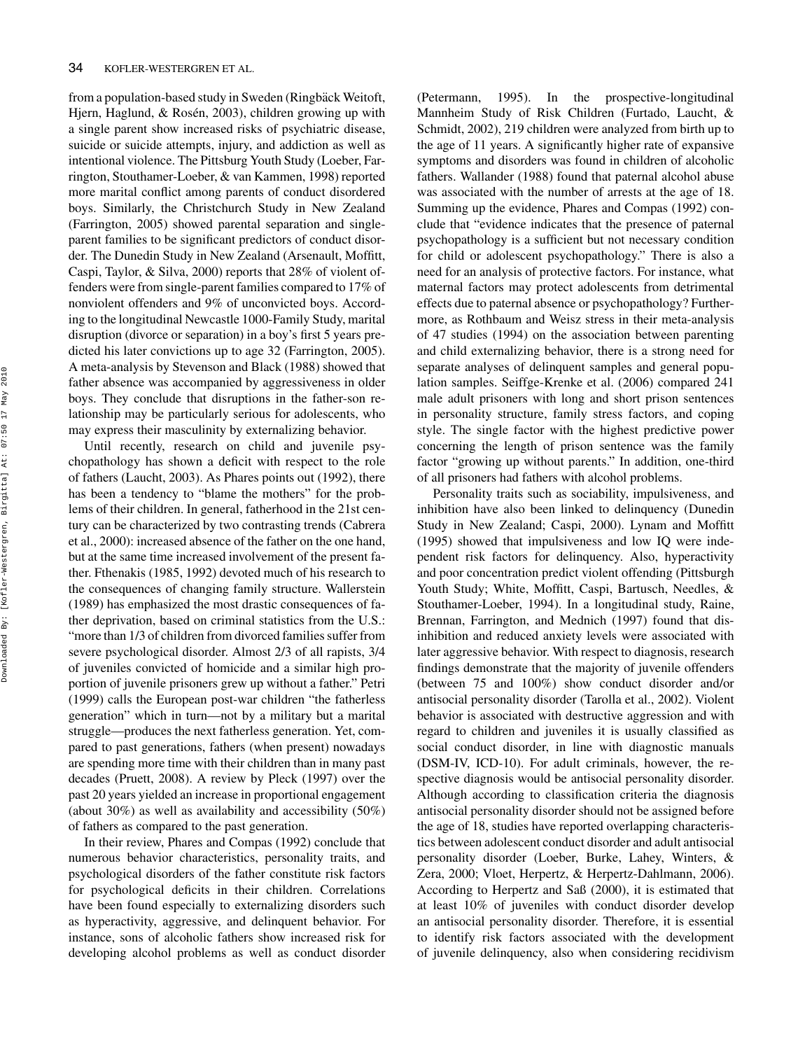from a population-based study in Sweden (Ringbäck Weitoft, Hjern, Haglund, & Rosén, 2003), children growing up with a single parent show increased risks of psychiatric disease, suicide or suicide attempts, injury, and addiction as well as intentional violence. The Pittsburg Youth Study (Loeber, Farrington, Stouthamer-Loeber, & van Kammen, 1998) reported more marital conflict among parents of conduct disordered boys. Similarly, the Christchurch Study in New Zealand (Farrington, 2005) showed parental separation and single-parent families to be significant predictors of conduct disorder. The Dunedin Study in New Zealand (Arsenault, Moffitt, Caspi, Taylor, & Silva, 2000) reports that 28% of violent offenders were from single-parent families compared to 17% of nonviolent offenders and 9% of unconvicted boys. According to the longitudinal Newcastle 1000-Family Study, marital disruption (divorce or separation) in a boy's first 5 years predicted his later convictions up to age 32 (Farrington, 2005). A meta-analysis by Stevenson and Black (1988) showed that father absence was accompanied by aggressiveness in older boys. They conclude that disruptions in the father-son relationship may be particularly serious for adolescents, who may express their masculinity by externalizing behavior.

Until recently, research on child and juvenile psychopathology has shown a deficit with respect to the role of fathers (Laucht, 2003). As Phares points out (1992), there has been a tendency to "blame the mothers" for the problems of their children. In general, fatherhood in the 21st century can be characterized by two contrasting trends (Cabrera et al., 2000): increased absence of the father on the one hand, but at the same time increased involvement of the present father. Fthenakis (1985, 1992) devoted much of his research to the consequences of changing family structure. Wallerstein (1989) has emphasized the most drastic consequences of father deprivation, based on criminal statistics from the U.S.: "more than 1/3 of children from divorced families suffer from severe psychological disorder. Almost 2/3 of all rapists, 3/4 of juveniles convicted of homicide and a similar high proportion of juvenile prisoners grew up without a father." Petri (1999) calls the European post-war children "the fatherless generation" which in turn—not by a military but a marital struggle—produces the next fatherless generation. Yet, compared to past generations, fathers (when present) nowadays are spending more time with their children than in many past decades (Pruett, 2008). A review by Pleck (1997) over the past 20 years yielded an increase in proportional engagement (about 30%) as well as availability and accessibility (50%) of fathers as compared to the past generation.

In their review, Phares and Compas (1992) conclude that numerous behavior characteristics, personality traits, and psychological disorders of the father constitute risk factors for psychological deficits in their children. Correlations have been found especially to externalizing disorders such as hyperactivity, aggressive, and delinquent behavior. For instance, sons of alcoholic fathers show increased risk for developing alcohol problems as well as conduct disorder (Petermann, 1995). In the prospective-longitudinal Mannheim Study of Risk Children (Furtado, Laucht, & Schmidt, 2002), 219 children were analyzed from birth up to the age of 11 years. A significantly higher rate of expansive symptoms and disorders was found in children of alcoholic fathers. Wallander (1988) found that paternal alcohol abuse was associated with the number of arrests at the age of 18. Summing up the evidence, Phares and Compas (1992) conclude that "evidence indicates that the presence of paternal psychopathology is a sufficient but not necessary condition for child or adolescent psychopathology." There is also a need for an analysis of protective factors. For instance, what maternal factors may protect adolescents from detrimental effects due to paternal absence or psychopathology? Furthermore, as Rothbaum and Weisz stress in their meta-analysis of 47 studies (1994) on the association between parenting and child externalizing behavior, there is a strong need for separate analyses of delinquent samples and general population samples. Seiffge-Krenke et al. (2006) compared 241 male adult prisoners with long and short prison sentences in personality structure, family stress factors, and coping style. The single factor with the highest predictive power concerning the length of prison sentence was the family factor "growing up without parents." In addition, one-third of all prisoners had fathers with alcohol problems.

Personality traits such as sociability, impulsiveness, and inhibition have also been linked to delinquency (Dunedin Study in New Zealand; Caspi, 2000). Lynam and Moffitt (1995) showed that impulsiveness and low IQ were independent risk factors for delinquency. Also, hyperactivity and poor concentration predict violent offending (Pittsburgh Youth Study; White, Moffitt, Caspi, Bartusch, Needles, & Stouthamer-Loeber, 1994). In a longitudinal study, Raine, Brennan, Farrington, and Mednich (1997) found that disinhibition and reduced anxiety levels were associated with later aggressive behavior. With respect to diagnosis, research findings demonstrate that the majority of juvenile offenders (between 75 and 100%) show conduct disorder and/or antisocial personality disorder (Tarolla et al., 2002). Violent behavior is associated with destructive aggression and with regard to children and juveniles it is usually classified as social conduct disorder, in line with diagnostic manuals (DSM-IV, ICD-10). For adult criminals, however, the respective diagnosis would be antisocial personality disorder. Although according to classification criteria the diagnosis antisocial personality disorder should not be assigned before the age of 18, studies have reported overlapping characteristics between adolescent conduct disorder and adult antisocial personality disorder (Loeber, Burke, Lahey, Winters, & Zera, 2000; Vloet, Herpertz, & Herpertz-Dahlmann, 2006). According to Herpertz and Saß (2000), it is estimated that at least 10% of juveniles with conduct disorder develop an antisocial personality disorder. Therefore, it is essential to identify risk factors associated with the development of juvenile delinquency, also when considering recidivism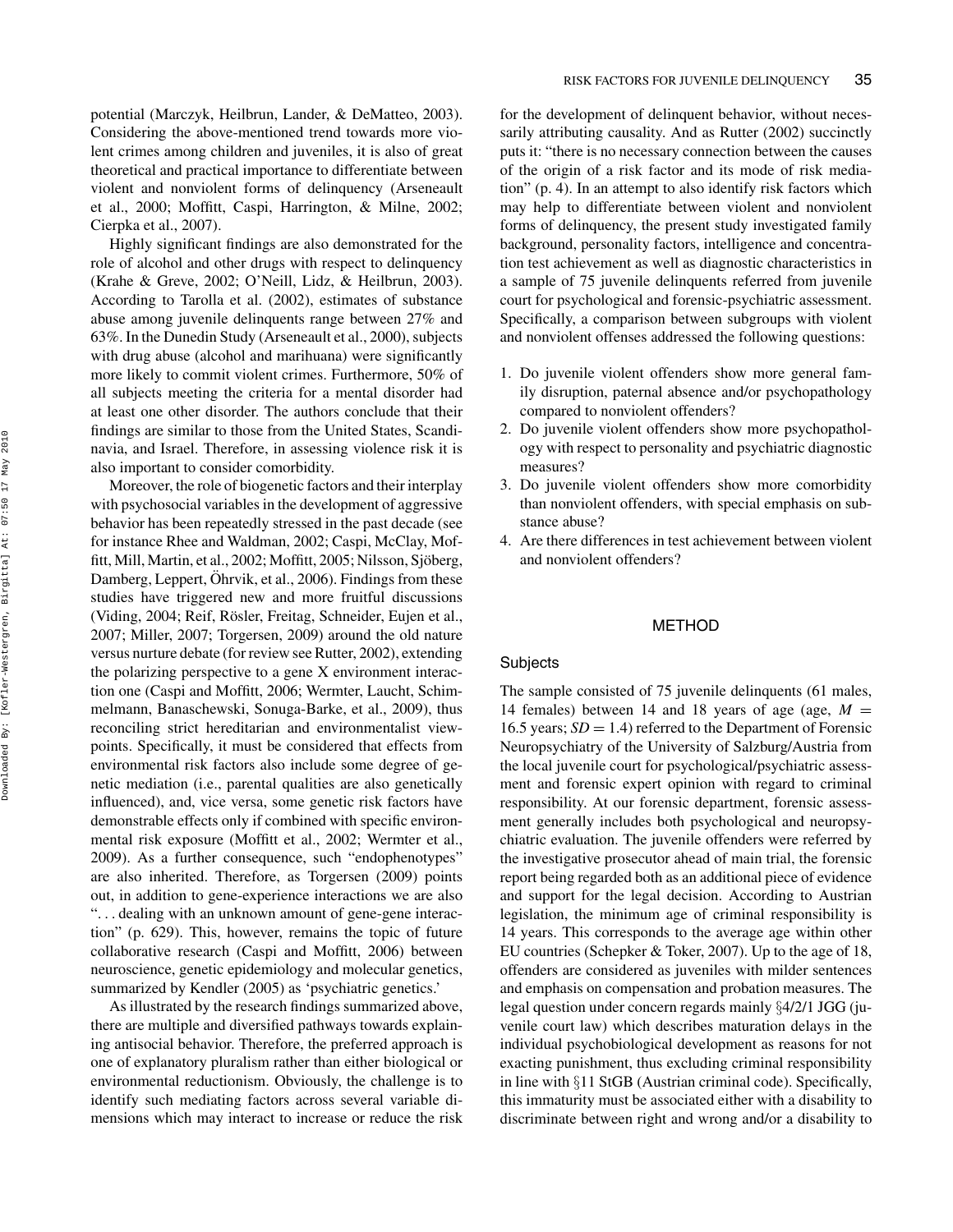potential (Marczyk, Heilbrun, Lander, & DeMatteo, 2003). Considering the above-mentioned trend towards more violent crimes among children and juveniles, it is also of great theoretical and practical importance to differentiate between violent and nonviolent forms of delinquency (Arseneault et al., 2000; Moffitt, Caspi, Harrington, & Milne, 2002; Cierpka et al., 2007).

Highly significant findings are also demonstrated for the role of alcohol and other drugs with respect to delinquency (Krahe & Greve, 2002; O'Neill, Lidz, & Heilbrun, 2003). According to Tarolla et al. (2002), estimates of substance abuse among juvenile delinquents range between 27% and 63%. In the Dunedin Study (Arseneault et al., 2000), subjects with drug abuse (alcohol and marihuana) were significantly more likely to commit violent crimes. Furthermore, 50% of all subjects meeting the criteria for a mental disorder had at least one other disorder. The authors conclude that their findings are similar to those from the United States, Scandinavia, and Israel. Therefore, in assessing violence risk it is also important to consider comorbidity.

Moreover, the role of biogenetic factors and their interplay with psychosocial variables in the development of aggressive behavior has been repeatedly stressed in the past decade (see for instance Rhee and Waldman, 2002; Caspi, McClay, Moffitt, Mill, Martin, et al., 2002; Moffitt, 2005; Nilsson, Sjöberg, Damberg, Leppert, Öhrvik, et al., 2006). Findings from these studies have triggered new and more fruitful discussions (Viding, 2004; Reif, Rösler, Freitag, Schneider, Eujen et al., 2007; Miller, 2007; Torgersen, 2009) around the old nature versus nurture debate (for review see Rutter, 2002), extending the polarizing perspective to a gene X environment interaction one (Caspi and Moffitt, 2006; Wermter, Laucht, Schimmelmann, Banaschewski, Sonuga-Barke, et al., 2009), thus reconciling strict hereditarian and environmentalist viewpoints. Specifically, it must be considered that effects from environmental risk factors also include some degree of genetic mediation (i.e., parental qualities are also genetically influenced), and, vice versa, some genetic risk factors have demonstrable effects only if combined with specific environmental risk exposure (Moffitt et al., 2002; Wermter et al., 2009). As a further consequence, such "endophenotypes" are also inherited. Therefore, as Torgersen (2009) points out, in addition to gene-experience interactions we are also "... dealing with an unknown amount of gene-gene interaction" (p. 629). This, however, remains the topic of future collaborative research (Caspi and Moffitt, 2006) between neuroscience, genetic epidemiology and molecular genetics, summarized by Kendler (2005) as 'psychiatric genetics.'

As illustrated by the research findings summarized above, there are multiple and diversified pathways towards explaining antisocial behavior. Therefore, the preferred approach is one of explanatory pluralism rather than either biological or environmental reductionism. Obviously, the challenge is to identify such mediating factors across several variable dimensions which may interact to increase or reduce the risk for the development of delinquent behavior, without necessarily attributing causality. And as Rutter (2002) succinctly puts it: "there is no necessary connection between the causes of the origin of a risk factor and its mode of risk mediation" (p. 4). In an attempt to also identify risk factors which may help to differentiate between violent and nonviolent forms of delinquency, the present study investigated family background, personality factors, intelligence and concentration test achievement as well as diagnostic characteristics in a sample of 75 juvenile delinquents referred from juvenile court for psychological and forensic-psychiatric assessment. Specifically, a comparison between subgroups with violent and nonviolent offenses addressed the following questions:

1. Do juvenile violent offenders show more general family disruption, paternal absence and/or psychopathology compared to nonviolent offenders?
2. Do juvenile violent offenders show more psychopathology with respect to personality and psychiatric diagnostic measures?
3. Do juvenile violent offenders show more comorbidity than nonviolent offenders, with special emphasis on substance abuse?
4. Are there differences in test achievement between violent and nonviolent offenders?

## METHOD

### Subjects

The sample consisted of 75 juvenile delinquents (61 males, 14 females) between 14 and 18 years of age (age, $M = 16.5$ years; $SD = 1.4$) referred to the Department of Forensic Neuropsychiatry of the University of Salzburg/Austria from the local juvenile court for psychological/psychiatric assessment and forensic expert opinion with regard to criminal responsibility. At our forensic department, forensic assessment generally includes both psychological and neuropsychiatric evaluation. The juvenile offenders were referred by the investigative prosecutor ahead of main trial, the forensic report being regarded both as an additional piece of evidence and support for the legal decision. According to Austrian legislation, the minimum age of criminal responsibility is 14 years. This corresponds to the average age within other EU countries (Schepker & Toker, 2007). Up to the age of 18, offenders are considered as juveniles with milder sentences and emphasis on compensation and probation measures. The legal question under concern regards mainly §4/2/1 JGG (juvenile court law) which describes maturation delays in the individual psychobiological development as reasons for not exacting punishment, thus excluding criminal responsibility in line with §11 StGB (Austrian criminal code). Specifically, this immaturity must be associated either with a disability to discriminate between right and wrong and/or a disability to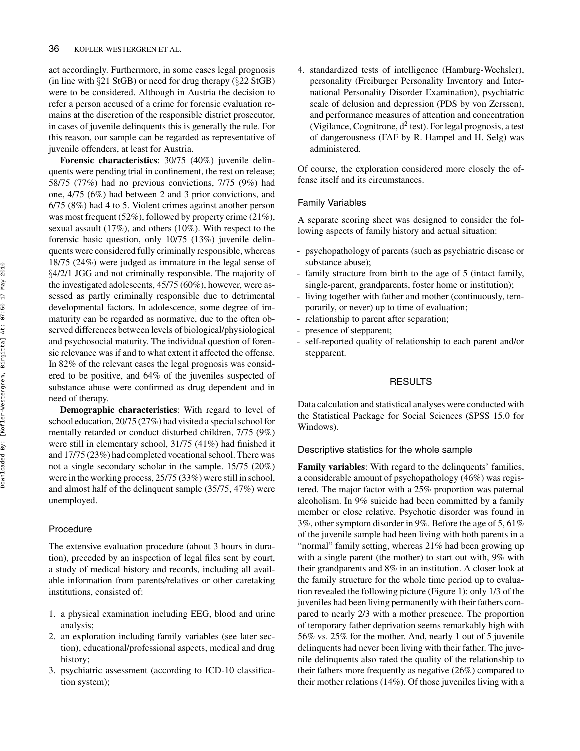act accordingly. Furthermore, in some cases legal prognosis (in line with §21 StGB) or need for drug therapy (§22 StGB) were to be considered. Although in Austria the decision to refer a person accused of a crime for forensic evaluation remains at the discretion of the responsible district prosecutor, in cases of juvenile delinquents this is generally the rule. For this reason, our sample can be regarded as representative of juvenile offenders, at least for Austria.

**Forensic characteristics**: 30/75 (40%) juvenile delinquents were pending trial in confinement, the rest on release; 58/75 (77%) had no previous convictions, 7/75 (9%) had one, 4/75 (6%) had between 2 and 3 prior convictions, and 6/75 (8%) had 4 to 5. Violent crimes against another person was most frequent (52%), followed by property crime (21%), sexual assault (17%), and others (10%). With respect to the forensic basic question, only 10/75 (13%) juvenile delinquents were considered fully criminally responsible, whereas 18/75 (24%) were judged as immature in the legal sense of §4/2/1 JGG and not criminally responsible. The majority of the investigated adolescents, 45/75 (60%), however, were assessed as partly criminally responsible due to detrimental developmental factors. In adolescence, some degree of immaturity can be regarded as normative, due to the often observed differences between levels of biological/physiological and psychosocial maturity. The individual question of forensic relevance was if and to what extent it affected the offense. In 82% of the relevant cases the legal prognosis was considered to be positive, and 64% of the juveniles suspected of substance abuse were confirmed as drug dependent and in need of therapy.

**Demographic characteristics**: With regard to level of school education, 20/75 (27%) had visited a special school for mentally retarded or conduct disturbed children, 7/75 (9%) were still in elementary school, 31/75 (41%) had finished it and 17/75 (23%) had completed vocational school. There was not a single secondary scholar in the sample. 15/75 (20%) were in the working process, 25/75 (33%) were still in school, and almost half of the delinquent sample (35/75, 47%) were unemployed.

### Procedure

The extensive evaluation procedure (about 3 hours in duration), preceded by an inspection of legal files sent by court, a study of medical history and records, including all available information from parents/relatives or other caretaking institutions, consisted of:

1. a physical examination including EEG, blood and urine analysis;
2. an exploration including family variables (see later section), educational/professional aspects, medical and drug history;
3. psychiatric assessment (according to ICD-10 classification system);
4. standardized tests of intelligence (Hamburg-Wechsler), personality (Freiburger Personality Inventory and International Personality Disorder Examination), psychiatric scale of delusion and depression (PDS by von Zerssen), and performance measures of attention and concentration (Vigilance, Cognitrone, $d^2$ test). For legal prognosis, a test of dangerousness (FAF by R. Hampel and H. Selg) was administered.

Of course, the exploration considered more closely the offense itself and its circumstances.

### Family Variables

A separate scoring sheet was designed to consider the following aspects of family history and actual situation:

- psychopathology of parents (such as psychiatric disease or substance abuse);
- family structure from birth to the age of 5 (intact family, single-parent, grandparents, foster home or institution);
- living together with father and mother (continuously, temporarily, or never) up to time of evaluation;
- relationship to parent after separation;
- presence of stepparent;
- self-reported quality of relationship to each parent and/or stepparent.

## RESULTS

Data calculation and statistical analyses were conducted with the Statistical Package for Social Sciences (SPSS 15.0 for Windows).

### Descriptive statistics for the whole sample

**Family variables**: With regard to the delinquents' families, a considerable amount of psychopathology (46%) was registered. The major factor with a 25% proportion was paternal alcoholism. In 9% suicide had been committed by a family member or close relative. Psychotic disorder was found in 3%, other symptom disorder in 9%. Before the age of 5, 61% of the juvenile sample had been living with both parents in a "normal" family setting, whereas 21% had been growing up with a single parent (the mother) to start out with, 9% with their grandparents and 8% in an institution. A closer look at the family structure for the whole time period up to evaluation revealed the following picture (Figure 1): only 1/3 of the juveniles had been living permanently with their fathers compared to nearly 2/3 with a mother presence. The proportion of temporary father deprivation seems remarkably high with 56% vs. 25% for the mother. And, nearly 1 out of 5 juvenile delinquents had never been living with their father. The juvenile delinquents also rated the quality of the relationship to their fathers more frequently as negative (26%) compared to their mother relations (14%). Of those juveniles living with a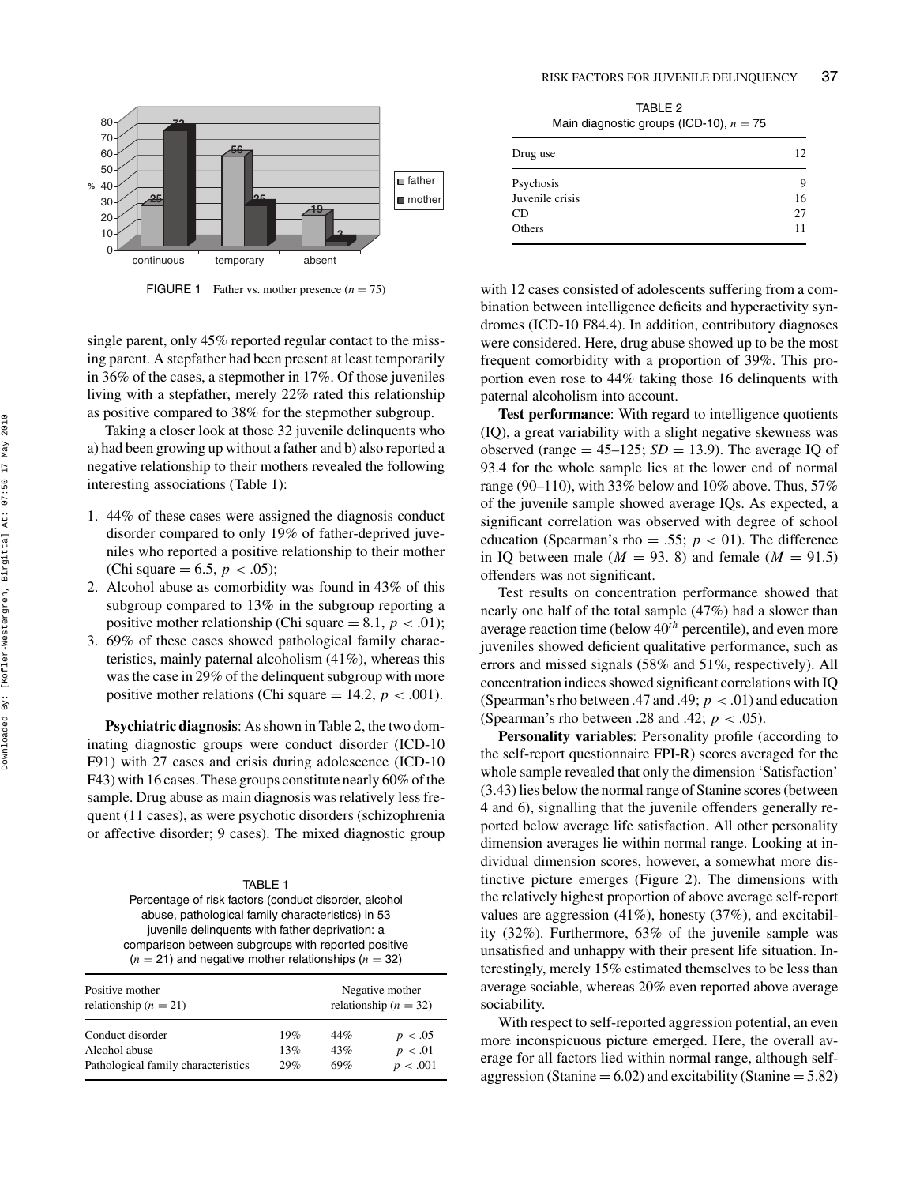80
70
60
50
% 40
30
20
10
0

72
56
25
25
19
3

continuous
temporary
absent

father
mother

FIGURE 1 Father vs. mother presence ($n = 75$)

single parent, only 45% reported regular contact to the missing parent. A stepfather had been present at least temporarily in 36% of the cases, a stepmother in 17%. Of those juveniles living with a stepfather, merely 22% rated this relationship as positive compared to 38% for the stepmother subgroup.

Taking a closer look at those 32 juvenile delinquents who a) had been growing up without a father and b) also reported a negative relationship to their mothers revealed the following interesting associations (Table 1):

1. 44% of these cases were assigned the diagnosis conduct disorder compared to only 19% of father-deprived juveniles who reported a positive relationship to their mother (Chi square = 6.5, $p < .05$);
2. Alcohol abuse as comorbidity was found in 43% of this subgroup compared to 13% in the subgroup reporting a positive mother relationship (Chi square = 8.1, $p < .01$);
3. 69% of these cases showed pathological family characteristics, mainly paternal alcoholism (41%), whereas this was the case in 29% of the delinquent subgroup with more positive mother relations (Chi square = 14.2, $p < .001$).

**Psychiatric diagnosis**: As shown in Table 2, the two dominating diagnostic groups were conduct disorder (ICD-10 F91) with 27 cases and crisis during adolescence (ICD-10 F43) with 16 cases. These groups constitute nearly 60% of the sample. Drug abuse as main diagnosis was relatively less frequent (11 cases), as were psychotic disorders (schizophrenia or affective disorder; 9 cases). The mixed diagnostic group

TABLE 1
Percentage of risk factors (conduct disorder, alcohol abuse, pathological family characteristics) in 53 juvenile delinquents with father deprivation: a comparison between subgroups with reported positive ($n = 21$) and negative mother relationships ($n = 32$)

| Positive mother relationship ($n = 21$) | | Negative mother relationship ($n = 32$) | |
|---|---|---|---|
| Conduct disorder | 19% | 44% | $p < .05$ |
| Alcohol abuse | 13% | 43% | $p < .01$ |
| Pathological family characteristics | 29% | 69% | $p < .001$ |

TABLE 2
Main diagnostic groups (ICD-10), $n = 75$

| | |
|---|---|
| Drug use | 12 |
| Psychosis | 9 |
| Juvenile crisis | 16 |
| CD | 27 |
| Others | 11 |

with 12 cases consisted of adolescents suffering from a combination between intelligence deficits and hyperactivity syndromes (ICD-10 F84.4). In addition, contributory diagnoses were considered. Here, drug abuse showed up to be the most frequent comorbidity with a proportion of 39%. This proportion even rose to 44% taking those 16 delinquents with paternal alcoholism into account.

**Test performance**: With regard to intelligence quotients (IQ), a great variability with a slight negative skewness was observed (range = 45–125; $SD = 13.9$). The average IQ of 93.4 for the whole sample lies at the lower end of normal range (90–110), with 33% below and 10% above. Thus, 57% of the juvenile sample showed average IQs. As expected, a significant correlation was observed with degree of school education (Spearman's rho = .55; $p < 01$). The difference in IQ between male ($M = 93.\ 8$) and female ($M = 91.5$) offenders was not significant.

Test results on concentration performance showed that nearly one half of the total sample (47%) had a slower than average reaction time (below $40^{th}$ percentile), and even more juveniles showed deficient qualitative performance, such as errors and missed signals (58% and 51%, respectively). All concentration indices showed significant correlations with IQ (Spearman's rho between .47 and .49; $p < .01$) and education (Spearman's rho between .28 and .42; $p < .05$).

**Personality variables**: Personality profile (according to the self-report questionnaire FPI-R) scores averaged for the whole sample revealed that only the dimension 'Satisfaction' (3.43) lies below the normal range of Stanine scores (between 4 and 6), signalling that the juvenile offenders generally reported below average life satisfaction. All other personality dimension averages lie within normal range. Looking at individual dimension scores, however, a somewhat more distinctive picture emerges (Figure 2). The dimensions with the relatively highest proportion of above average self-report values are aggression (41%), honesty (37%), and excitability (32%). Furthermore, 63% of the juvenile sample was unsatisfied and unhappy with their present life situation. Interestingly, merely 15% estimated themselves to be less than average sociable, whereas 20% even reported above average sociability.

With respect to self-reported aggression potential, an even more inconspicuous picture emerged. Here, the overall average for all factors lied within normal range, although self-aggression (Stanine = 6.02) and excitability (Stanine = 5.82)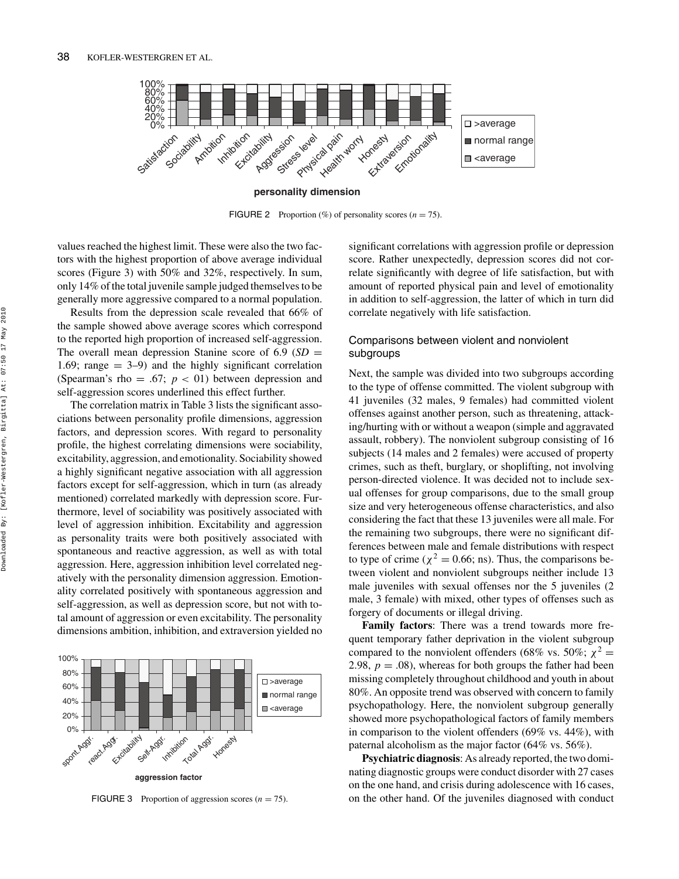100%
80%
60%
40%
20%
0%

Satisfaction
Sociability
Ambition
Inhibition
Excitability
Aggression
Stress level
Physical pain
Health worry
Honesty
Extraversion
Emotionality

□ >average
■ normal range
■ <average

**personality dimension**

FIGURE 2 Proportion (%) of personality scores ($n = 75$).

values reached the highest limit. These were also the two factors with the highest proportion of above average individual scores (Figure 3) with 50% and 32%, respectively. In sum, only 14% of the total juvenile sample judged themselves to be generally more aggressive compared to a normal population.

Results from the depression scale revealed that 66% of the sample showed above average scores which correspond to the reported high proportion of increased self-aggression. The overall mean depression Stanine score of 6.9 ($SD$ = 1.69; range = 3–9) and the highly significant correlation (Spearman's rho = .67; $p < 01$) between depression and self-aggression scores underlined this effect further.

The correlation matrix in Table 3 lists the significant associations between personality profile dimensions, aggression factors, and depression scores. With regard to personality profile, the highest correlating dimensions were sociability, excitability, aggression, and emotionality. Sociability showed a highly significant negative association with all aggression factors except for self-aggression, which in turn (as already mentioned) correlated markedly with depression score. Furthermore, level of sociability was positively associated with level of aggression inhibition. Excitability and aggression as personality traits were both positively associated with spontaneous and reactive aggression, as well as with total aggression. Here, aggression inhibition level correlated negatively with the personality dimension aggression. Emotionality correlated positively with spontaneous aggression and self-aggression, as well as depression score, but not with total amount of aggression or even excitability. The personality dimensions ambition, inhibition, and extraversion yielded no significant correlations with aggression profile or depression score. Rather unexpectedly, depression scores did not correlate significantly with degree of life satisfaction, but with amount of reported physical pain and level of emotionality in addition to self-aggression, the latter of which in turn did correlate negatively with life satisfaction.

100%
80%
60%
40%
20%
0%

spont.Aggr.
react.Aggr.
Excitability
Self-Aggr.
Inhibition
Total Aggr.
Honesty

□ >average
■ normal range
■ <average

**aggression factor**

FIGURE 3 Proportion of aggression scores ($n = 75$).

## Comparisons between violent and nonviolent subgroups

Next, the sample was divided into two subgroups according to the type of offense committed. The violent subgroup with 41 juveniles (32 males, 9 females) had committed violent offenses against another person, such as threatening, attacking/hurting with or without a weapon (simple and aggravated assault, robbery). The nonviolent subgroup consisting of 16 subjects (14 males and 2 females) were accused of property crimes, such as theft, burglary, or shoplifting, not involving person-directed violence. It was decided not to include sexual offenses for group comparisons, due to the small group size and very heterogeneous offense characteristics, and also considering the fact that these 13 juveniles were all male. For the remaining two subgroups, there were no significant differences between male and female distributions with respect to type of crime ($\chi^2 = 0.66$; ns). Thus, the comparisons between violent and nonviolent subgroups neither include 13 male juveniles with sexual offenses nor the 5 juveniles (2 male, 3 female) with mixed, other types of offenses such as forgery of documents or illegal driving.

**Family factors**: There was a trend towards more frequent temporary father deprivation in the violent subgroup compared to the nonviolent offenders (68% vs. 50%; $\chi^2 = 2.98$, $p = .08$), whereas for both groups the father had been missing completely throughout childhood and youth in about 80%. An opposite trend was observed with concern to family psychopathology. Here, the nonviolent subgroup generally showed more psychopathological factors of family members in comparison to the violent offenders (69% vs. 44%), with paternal alcoholism as the major factor (64% vs. 56%).

**Psychiatric diagnosis**: As already reported, the two dominating diagnostic groups were conduct disorder with 27 cases on the one hand, and crisis during adolescence with 16 cases, on the other hand. Of the juveniles diagnosed with conduct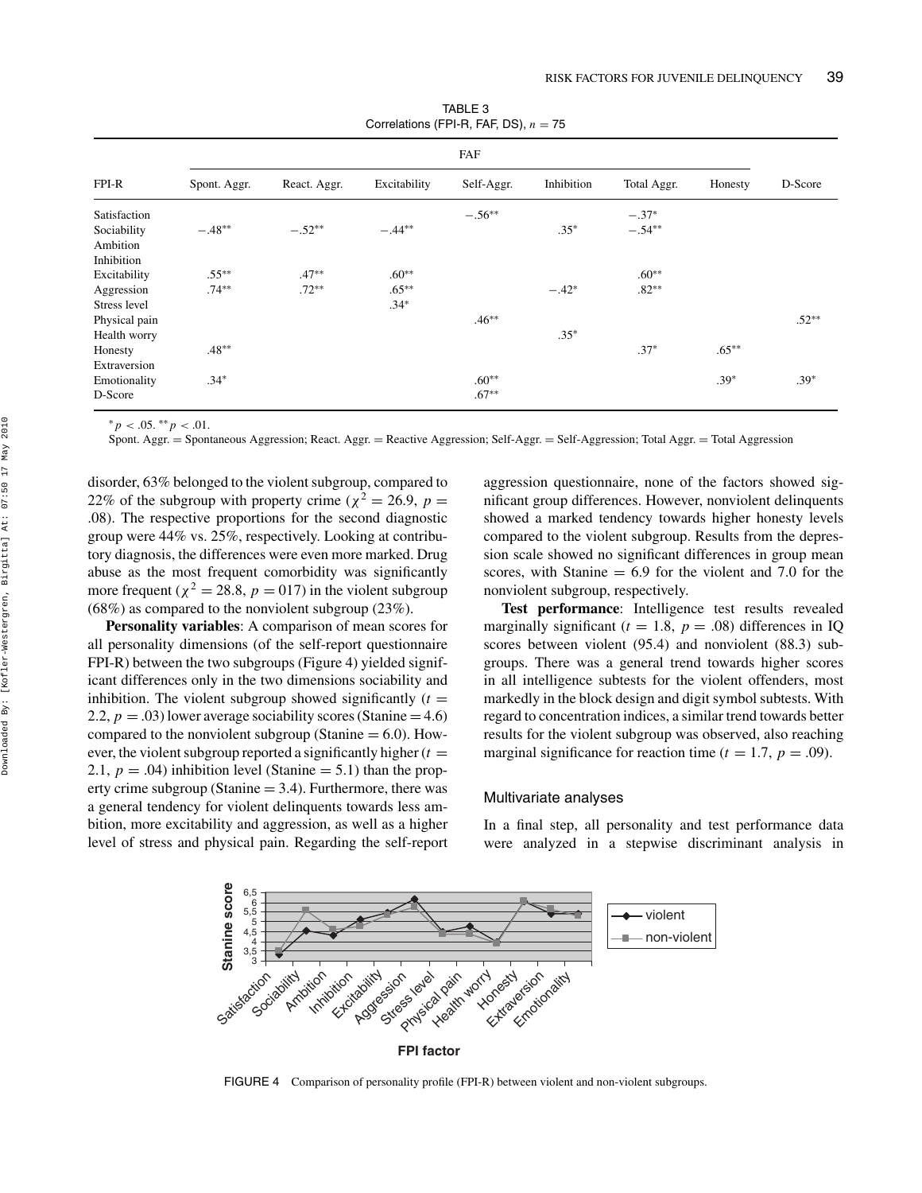TABLE 3
Correlations (FPI-R, FAF, DS), $n = 75$

| FPI-R | FAF | | | | | | | D-Score |
|---|---|---|---|---|---|---|---|---|
| | Spont. Aggr. | React. Aggr. | Excitability | Self-Aggr. | Inhibition | Total Aggr. | Honesty | |
| Satisfaction | | | | $-.56^{**}$ | | $-.37^{*}$ | | |
| Sociability | $-.48^{**}$ | $-.52^{**}$ | $-.44^{**}$ | | $.35^{*}$ | $-.54^{**}$ | | |
| Ambition | | | | | | | | |
| Inhibition | | | | | | | | |
| Excitability | $.55^{**}$ | $.47^{**}$ | $.60^{**}$ | | | $.60^{**}$ | | |
| Aggression | $.74^{**}$ | $.72^{**}$ | $.65^{**}$ | | $-.42^{*}$ | $.82^{**}$ | | |
| Stress level | | | $.34^{*}$ | | | | | |
| Physical pain | | | | $.46^{**}$ | | | | $.52^{**}$ |
| Health worry | | | | | $.35^{*}$ | | | |
| Honesty | $.48^{**}$ | | | | | $.37^{*}$ | $.65^{**}$ | |
| Extraversion | | | | | | | | |
| Emotionality | $.34^{*}$ | | | $.60^{**}$ | | | $.39^{*}$ | $.39^{*}$ |
| D-Score | | | | $.67^{**}$ | | | | |

$^{*}p < .05$. $^{**}p < .01$.

Spont. Aggr. = Spontaneous Aggression; React. Aggr. = Reactive Aggression; Self-Aggr. = Self-Aggression; Total Aggr. = Total Aggression

disorder, 63% belonged to the violent subgroup, compared to 22% of the subgroup with property crime ($\chi^2 = 26.9$, $p = .08$). The respective proportions for the second diagnostic group were 44% vs. 25%, respectively. Looking at contributory diagnosis, the differences were even more marked. Drug abuse as the most frequent comorbidity was significantly more frequent ($\chi^2 = 28.8$, $p = 017$) in the violent subgroup (68%) as compared to the nonviolent subgroup (23%).

**Personality variables**: A comparison of mean scores for all personality dimensions (of the self-report questionnaire FPI-R) between the two subgroups (Figure 4) yielded significant differences only in the two dimensions sociability and inhibition. The violent subgroup showed significantly ($t = 2.2$, $p = .03$) lower average sociability scores (Stanine = 4.6) compared to the nonviolent subgroup (Stanine = 6.0). However, the violent subgroup reported a significantly higher ($t = 2.1$, $p = .04$) inhibition level (Stanine = 5.1) than the property crime subgroup (Stanine = 3.4). Furthermore, there was a general tendency for violent delinquents towards less ambition, more excitability and aggression, as well as a higher level of stress and physical pain. Regarding the self-report aggression questionnaire, none of the factors showed significant group differences. However, nonviolent delinquents showed a marked tendency towards higher honesty levels compared to the violent subgroup. Results from the depression scale showed no significant differences in group mean scores, with Stanine = 6.9 for the violent and 7.0 for the nonviolent subgroup, respectively.

**Test performance**: Intelligence test results revealed marginally significant ($t = 1.8$, $p = .08$) differences in IQ scores between violent (95.4) and nonviolent (88.3) subgroups. There was a general trend towards higher scores in all intelligence subtests for the violent offenders, most markedly in the block design and digit symbol subtests. With regard to concentration indices, a similar trend towards better results for the violent subgroup was observed, also reaching marginal significance for reaction time ($t = 1.7$, $p = .09$).

### Multivariate analyses

In a final step, all personality and test performance data were analyzed in a stepwise discriminant analysis in

Stanine score
6,5
6
5,5
5
4,5
4
3,5
3
Satisfaction Sociability Ambition Inhibition Excitability Aggression Stress level Physical pain Health worry Honesty Extraversion Emotionality
FPI factor
violent
non-violent

FIGURE 4 Comparison of personality profile (FPI-R) between violent and non-violent subgroups.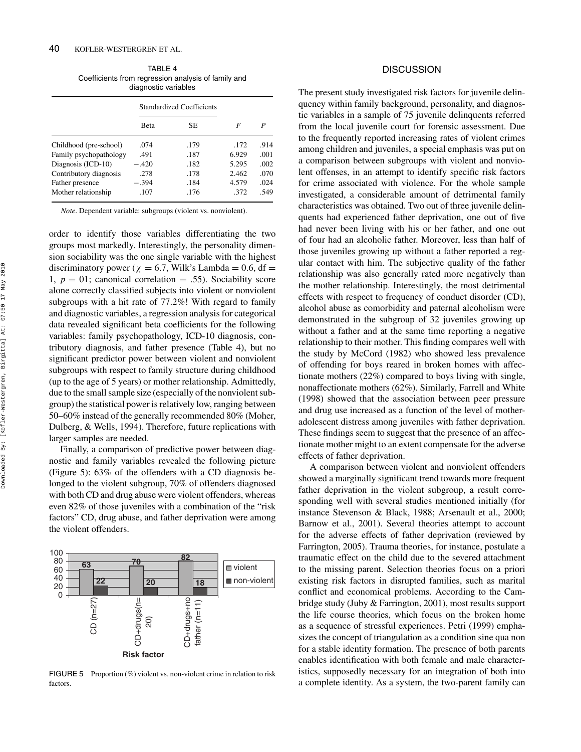TABLE 4
Coefficients from regression analysis of family and diagnostic variables

| | Standardized Coefficients | | | |
|---|---|---|---|---|
| | Beta | SE | *F* | *P* |
| Childhood (pre-school) | .074 | .179 | .172 | .914 |
| Family psychopathology | .491 | .187 | 6.929 | .001 |
| Diagnosis (ICD-10) | −.420 | .182 | 5.295 | .002 |
| Contributory diagnosis | .278 | .178 | 2.462 | .070 |
| Father presence | −.394 | .184 | 4.579 | .024 |
| Mother relationship | .107 | .176 | .372 | .549 |

*Note*. Dependent variable: subgroups (violent vs. nonviolent).

order to identify those variables differentiating the two groups most markedly. Interestingly, the personality dimension sociability was the one single variable with the highest discriminatory power ($\chi = 6.7$, Wilk's Lambda = 0.6, df = 1, $p = 01$; canonical correlation = .55). Sociability score alone correctly classified subjects into violent or nonviolent subgroups with a hit rate of 77.2%! With regard to family and diagnostic variables, a regression analysis for categorical data revealed significant beta coefficients for the following variables: family psychopathology, ICD-10 diagnosis, contributory diagnosis, and father presence (Table 4), but no significant predictor power between violent and nonviolent subgroups with respect to family structure during childhood (up to the age of 5 years) or mother relationship. Admittedly, due to the small sample size (especially of the nonviolent subgroup) the statistical power is relatively low, ranging between 50–60% instead of the generally recommended 80% (Moher, Dulberg, & Wells, 1994). Therefore, future replications with larger samples are needed.

Finally, a comparison of predictive power between diagnostic and family variables revealed the following picture (Figure 5): 63% of the offenders with a CD diagnosis belonged to the violent subgroup, 70% of offenders diagnosed with both CD and drug abuse were violent offenders, whereas even 82% of those juveniles with a combination of the "risk factors" CD, drug abuse, and father deprivation were among the violent offenders.

100
80
60
40
20
0

63
22
70
20
82
18

violent
non-violent

CD (n=27)
CD+drugs(n=20)
CD+drugs+no father (n=11)

Risk factor

FIGURE 5 Proportion (%) violent vs. non-violent crime in relation to risk factors.

## DISCUSSION

The present study investigated risk factors for juvenile delinquency within family background, personality, and diagnostic variables in a sample of 75 juvenile delinquents referred from the local juvenile court for forensic assessment. Due to the frequently reported increasing rates of violent crimes among children and juveniles, a special emphasis was put on a comparison between subgroups with violent and nonviolent offenses, in an attempt to identify specific risk factors for crime associated with violence. For the whole sample investigated, a considerable amount of detrimental family characteristics was obtained. Two out of three juvenile delinquents had experienced father deprivation, one out of five had never been living with his or her father, and one out of four had an alcoholic father. Moreover, less than half of those juveniles growing up without a father reported a regular contact with him. The subjective quality of the father relationship was also generally rated more negatively than the mother relationship. Interestingly, the most detrimental effects with respect to frequency of conduct disorder (CD), alcohol abuse as comorbidity and paternal alcoholism were demonstrated in the subgroup of 32 juveniles growing up without a father and at the same time reporting a negative relationship to their mother. This finding compares well with the study by McCord (1982) who showed less prevalence of offending for boys reared in broken homes with affectionate mothers (22%) compared to boys living with single, nonaffectionate mothers (62%). Similarly, Farrell and White (1998) showed that the association between peer pressure and drug use increased as a function of the level of mother-adolescent distress among juveniles with father deprivation. These findings seem to suggest that the presence of an affectionate mother might to an extent compensate for the adverse effects of father deprivation.

A comparison between violent and nonviolent offenders showed a marginally significant trend towards more frequent father deprivation in the violent subgroup, a result corresponding well with several studies mentioned initially (for instance Stevenson & Black, 1988; Arsenault et al., 2000; Barnow et al., 2001). Several theories attempt to account for the adverse effects of father deprivation (reviewed by Farrington, 2005). Trauma theories, for instance, postulate a traumatic effect on the child due to the severed attachment to the missing parent. Selection theories focus on a priori existing risk factors in disrupted families, such as marital conflict and economical problems. According to the Cambridge study (Juby & Farrington, 2001), most results support the life course theories, which focus on the broken home as a sequence of stressful experiences. Petri (1999) emphasizes the concept of triangulation as a condition sine qua non for a stable identity formation. The presence of both parents enables identification with both female and male characteristics, supposedly necessary for an integration of both into a complete identity. As a system, the two-parent family can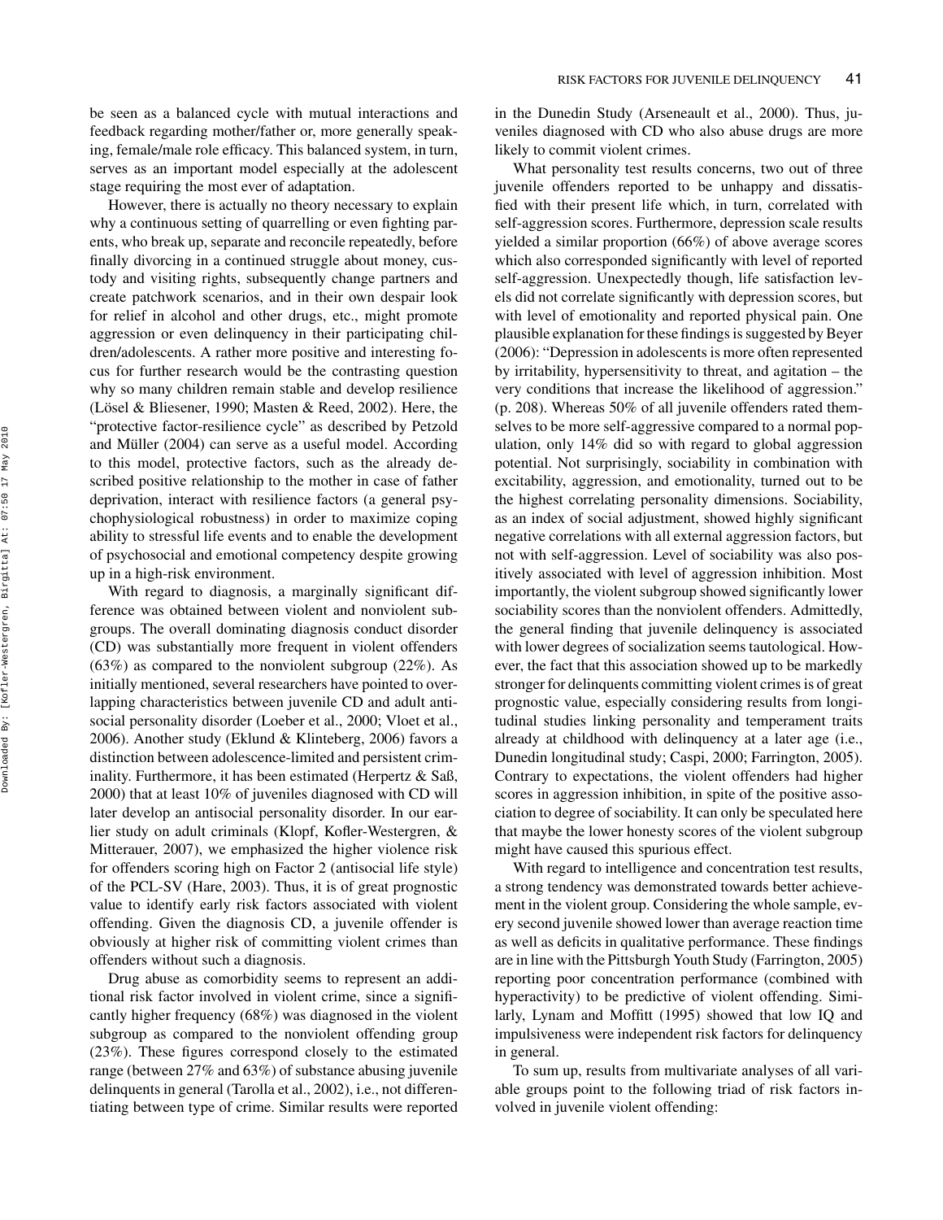be seen as a balanced cycle with mutual interactions and feedback regarding mother/father or, more generally speaking, female/male role efficacy. This balanced system, in turn, serves as an important model especially at the adolescent stage requiring the most ever of adaptation.

However, there is actually no theory necessary to explain why a continuous setting of quarrelling or even fighting parents, who break up, separate and reconcile repeatedly, before finally divorcing in a continued struggle about money, custody and visiting rights, subsequently change partners and create patchwork scenarios, and in their own despair look for relief in alcohol and other drugs, etc., might promote aggression or even delinquency in their participating children/adolescents. A rather more positive and interesting focus for further research would be the contrasting question why so many children remain stable and develop resilience (Lösel & Bliesener, 1990; Masten & Reed, 2002). Here, the "protective factor-resilience cycle" as described by Petzold and Müller (2004) can serve as a useful model. According to this model, protective factors, such as the already described positive relationship to the mother in case of father deprivation, interact with resilience factors (a general psychophysiological robustness) in order to maximize coping ability to stressful life events and to enable the development of psychosocial and emotional competency despite growing up in a high-risk environment.

With regard to diagnosis, a marginally significant difference was obtained between violent and nonviolent subgroups. The overall dominating diagnosis conduct disorder (CD) was substantially more frequent in violent offenders (63%) as compared to the nonviolent subgroup (22%). As initially mentioned, several researchers have pointed to overlapping characteristics between juvenile CD and adult antisocial personality disorder (Loeber et al., 2000; Vloet et al., 2006). Another study (Eklund & Klinteberg, 2006) favors a distinction between adolescence-limited and persistent criminality. Furthermore, it has been estimated (Herpertz & Saß, 2000) that at least 10% of juveniles diagnosed with CD will later develop an antisocial personality disorder. In our earlier study on adult criminals (Klopf, Kofler-Westergren, & Mitterauer, 2007), we emphasized the higher violence risk for offenders scoring high on Factor 2 (antisocial life style) of the PCL-SV (Hare, 2003). Thus, it is of great prognostic value to identify early risk factors associated with violent offending. Given the diagnosis CD, a juvenile offender is obviously at higher risk of committing violent crimes than offenders without such a diagnosis.

Drug abuse as comorbidity seems to represent an additional risk factor involved in violent crime, since a significantly higher frequency (68%) was diagnosed in the violent subgroup as compared to the nonviolent offending group (23%). These figures correspond closely to the estimated range (between 27% and 63%) of substance abusing juvenile delinquents in general (Tarolla et al., 2002), i.e., not differentiating between type of crime. Similar results were reported in the Dunedin Study (Arseneault et al., 2000). Thus, juveniles diagnosed with CD who also abuse drugs are more likely to commit violent crimes.

What personality test results concerns, two out of three juvenile offenders reported to be unhappy and dissatisfied with their present life which, in turn, correlated with self-aggression scores. Furthermore, depression scale results yielded a similar proportion (66%) of above average scores which also corresponded significantly with level of reported self-aggression. Unexpectedly though, life satisfaction levels did not correlate significantly with depression scores, but with level of emotionality and reported physical pain. One plausible explanation for these findings is suggested by Beyer (2006): "Depression in adolescents is more often represented by irritability, hypersensitivity to threat, and agitation – the very conditions that increase the likelihood of aggression." (p. 208). Whereas 50% of all juvenile offenders rated themselves to be more self-aggressive compared to a normal population, only 14% did so with regard to global aggression potential. Not surprisingly, sociability in combination with excitability, aggression, and emotionality, turned out to be the highest correlating personality dimensions. Sociability, as an index of social adjustment, showed highly significant negative correlations with all external aggression factors, but not with self-aggression. Level of sociability was also positively associated with level of aggression inhibition. Most importantly, the violent subgroup showed significantly lower sociability scores than the nonviolent offenders. Admittedly, the general finding that juvenile delinquency is associated with lower degrees of socialization seems tautological. However, the fact that this association showed up to be markedly stronger for delinquents committing violent crimes is of great prognostic value, especially considering results from longitudinal studies linking personality and temperament traits already at childhood with delinquency at a later age (i.e., Dunedin longitudinal study; Caspi, 2000; Farrington, 2005). Contrary to expectations, the violent offenders had higher scores in aggression inhibition, in spite of the positive association to degree of sociability. It can only be speculated here that maybe the lower honesty scores of the violent subgroup might have caused this spurious effect.

With regard to intelligence and concentration test results, a strong tendency was demonstrated towards better achievement in the violent group. Considering the whole sample, every second juvenile showed lower than average reaction time as well as deficits in qualitative performance. These findings are in line with the Pittsburgh Youth Study (Farrington, 2005) reporting poor concentration performance (combined with hyperactivity) to be predictive of violent offending. Similarly, Lynam and Moffitt (1995) showed that low IQ and impulsiveness were independent risk factors for delinquency in general.

To sum up, results from multivariate analyses of all variable groups point to the following triad of risk factors involved in juvenile violent offending: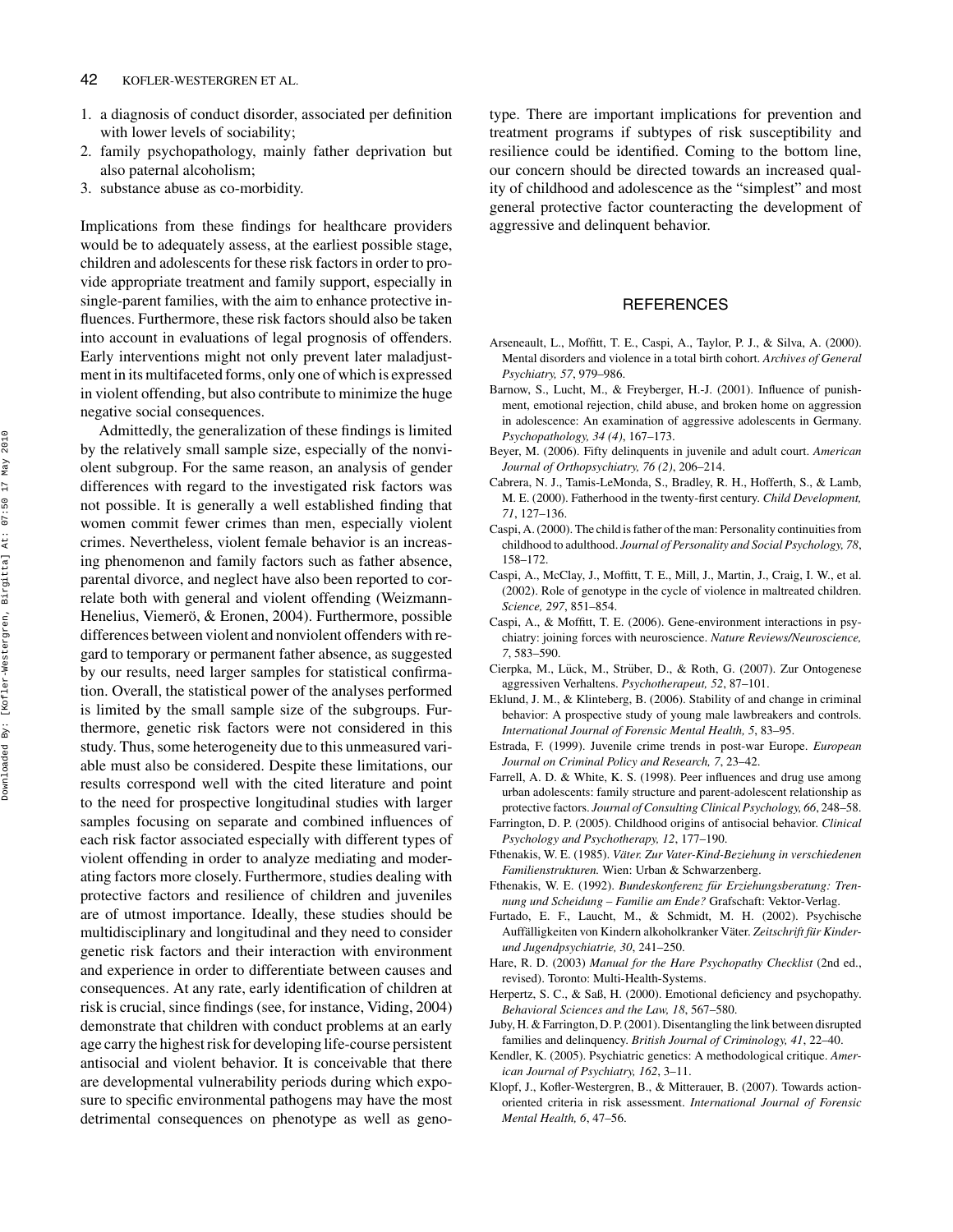1. a diagnosis of conduct disorder, associated per definition with lower levels of sociability;
2. family psychopathology, mainly father deprivation but also paternal alcoholism;
3. substance abuse as co-morbidity.

Implications from these findings for healthcare providers would be to adequately assess, at the earliest possible stage, children and adolescents for these risk factors in order to provide appropriate treatment and family support, especially in single-parent families, with the aim to enhance protective influences. Furthermore, these risk factors should also be taken into account in evaluations of legal prognosis of offenders. Early interventions might not only prevent later maladjustment in its multifaceted forms, only one of which is expressed in violent offending, but also contribute to minimize the huge negative social consequences.

Admittedly, the generalization of these findings is limited by the relatively small sample size, especially of the nonviolent subgroup. For the same reason, an analysis of gender differences with regard to the investigated risk factors was not possible. It is generally a well established finding that women commit fewer crimes than men, especially violent crimes. Nevertheless, violent female behavior is an increasing phenomenon and family factors such as father absence, parental divorce, and neglect have also been reported to correlate both with general and violent offending (Weizmann-Henelius, Viemerö, & Eronen, 2004). Furthermore, possible differences between violent and nonviolent offenders with regard to temporary or permanent father absence, as suggested by our results, need larger samples for statistical confirmation. Overall, the statistical power of the analyses performed is limited by the small sample size of the subgroups. Furthermore, genetic risk factors were not considered in this study. Thus, some heterogeneity due to this unmeasured variable must also be considered. Despite these limitations, our results correspond well with the cited literature and point to the need for prospective longitudinal studies with larger samples focusing on separate and combined influences of each risk factor associated especially with different types of violent offending in order to analyze mediating and moderating factors more closely. Furthermore, studies dealing with protective factors and resilience of children and juveniles are of utmost importance. Ideally, these studies should be multidisciplinary and longitudinal and they need to consider genetic risk factors and their interaction with environment and experience in order to differentiate between causes and consequences. At any rate, early identification of children at risk is crucial, since findings (see, for instance, Viding, 2004) demonstrate that children with conduct problems at an early age carry the highest risk for developing life-course persistent antisocial and violent behavior. It is conceivable that there are developmental vulnerability periods during which exposure to specific environmental pathogens may have the most detrimental consequences on phenotype as well as genotype. There are important implications for prevention and treatment programs if subtypes of risk susceptibility and resilience could be identified. Coming to the bottom line, our concern should be directed towards an increased quality of childhood and adolescence as the "simplest" and most general protective factor counteracting the development of aggressive and delinquent behavior.

## REFERENCES

Arseneault, L., Moffitt, T. E., Caspi, A., Taylor, P. J., & Silva, A. (2000). Mental disorders and violence in a total birth cohort. *Archives of General Psychiatry, 57*, 979–986.

Barnow, S., Lucht, M., & Freyberger, H.-J. (2001). Influence of punishment, emotional rejection, child abuse, and broken home on aggression in adolescence: An examination of aggressive adolescents in Germany. *Psychopathology, 34 (4)*, 167–173.

Beyer, M. (2006). Fifty delinquents in juvenile and adult court. *American Journal of Orthopsychiatry, 76 (2)*, 206–214.

Cabrera, N. J., Tamis-LeMonda, S., Bradley, R. H., Hofferth, S., & Lamb, M. E. (2000). Fatherhood in the twenty-first century. *Child Development, 71*, 127–136.

Caspi, A. (2000). The child is father of the man: Personality continuities from childhood to adulthood. *Journal of Personality and Social Psychology, 78*, 158–172.

Caspi, A., McClay, J., Moffitt, T. E., Mill, J., Martin, J., Craig, I. W., et al. (2002). Role of genotype in the cycle of violence in maltreated children. *Science, 297*, 851–854.

Caspi, A., & Moffitt, T. E. (2006). Gene-environment interactions in psychiatry: joining forces with neuroscience. *Nature Reviews/Neuroscience, 7*, 583–590.

Cierpka, M., Lück, M., Strüber, D., & Roth, G. (2007). Zur Ontogenese aggressiven Verhaltens. *Psychotherapeut, 52*, 87–101.

Eklund, J. M., & Klinteberg, B. (2006). Stability of and change in criminal behavior: A prospective study of young male lawbreakers and controls. *International Journal of Forensic Mental Health, 5*, 83–95.

Estrada, F. (1999). Juvenile crime trends in post-war Europe. *European Journal on Criminal Policy and Research, 7*, 23–42.

Farrell, A. D. & White, K. S. (1998). Peer influences and drug use among urban adolescents: family structure and parent-adolescent relationship as protective factors. *Journal of Consulting Clinical Psychology, 66*, 248–58.

Farrington, D. P. (2005). Childhood origins of antisocial behavior. *Clinical Psychology and Psychotherapy, 12*, 177–190.

Fthenakis, W. E. (1985). *Väter. Zur Vater-Kind-Beziehung in verschiedenen Familienstrukturen.* Wien: Urban & Schwarzenberg.

Fthenakis, W. E. (1992). *Bundeskonferenz für Erziehungsberatung: Trennung und Scheidung – Familie am Ende?* Grafschaft: Vektor-Verlag.

Furtado, E. F., Laucht, M., & Schmidt, M. H. (2002). Psychische Auffälligkeiten von Kindern alkoholkranker Väter. *Zeitschrift für Kinder- und Jugendpsychiatrie, 30*, 241–250.

Hare, R. D. (2003) *Manual for the Hare Psychopathy Checklist* (2nd ed., revised). Toronto: Multi-Health-Systems.

Herpertz, S. C., & Saß, H. (2000). Emotional deficiency and psychopathy. *Behavioral Sciences and the Law, 18*, 567–580.

Juby, H. & Farrington, D. P. (2001). Disentangling the link between disrupted families and delinquency. *British Journal of Criminology, 41*, 22–40.

Kendler, K. (2005). Psychiatric genetics: A methodological critique. *American Journal of Psychiatry, 162*, 3–11.

Klopf, J., Kofler-Westergren, B., & Mitterauer, B. (2007). Towards action-oriented criteria in risk assessment. *International Journal of Forensic Mental Health, 6*, 47–56.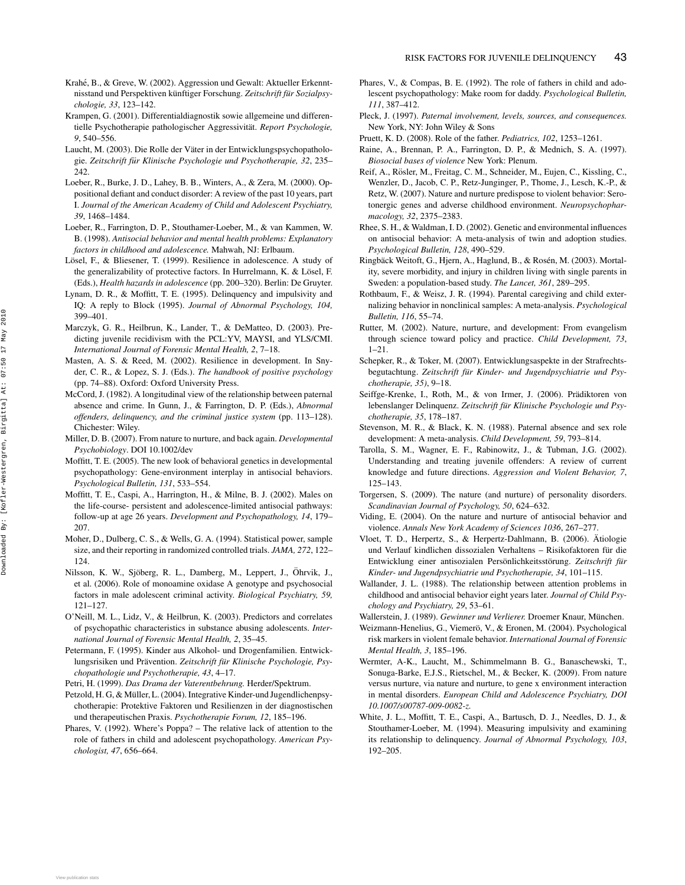Krahé, B., & Greve, W. (2002). Aggression und Gewalt: Aktueller Erkenntnisstand und Perspektiven künftiger Forschung. *Zeitschrift für Sozialpsychologie, 33*, 123–142.

Krampen, G. (2001). Differentialdiagnostik sowie allgemeine und differentielle Psychotherapie pathologischer Aggressivität. *Report Psychologie, 9*, 540–556.

Laucht, M. (2003). Die Rolle der Väter in der Entwicklungspsychopathologie. *Zeitschrift für Klinische Psychologie und Psychotherapie, 32*, 235–242.

Loeber, R., Burke, J. D., Lahey, B. B., Winters, A., & Zera, M. (2000). Oppositional defiant and conduct disorder: A review of the past 10 years, part I. *Journal of the American Academy of Child and Adolescent Psychiatry, 39*, 1468–1484.

Loeber, R., Farrington, D. P., Stouthamer-Loeber, M., & van Kammen, W. B. (1998). *Antisocial behavior and mental health problems: Explanatory factors in childhood and adolescence.* Mahwah, NJ: Erlbaum.

Lösel, F., & Bliesener, T. (1999). Resilience in adolescence. A study of the generalizability of protective factors. In Hurrelmann, K. & Lösel, F. (Eds.), *Health hazards in adolescence* (pp. 200–320). Berlin: De Gruyter.

Lynam, D. R., & Moffitt, T. E. (1995). Delinquency and impulsivity and IQ: A reply to Block (1995). *Journal of Abnormal Psychology, 104,* 399–401.

Marczyk, G. R., Heilbrun, K., Lander, T., & DeMatteo, D. (2003). Predicting juvenile recidivism with the PCL:YV, MAYSI, and YLS/CMI. *International Journal of Forensic Mental Health, 2*, 7–18.

Masten, A. S. & Reed, M. (2002). Resilience in development. In Snyder, C. R., & Lopez, S. J. (Eds.). *The handbook of positive psychology* (pp. 74–88). Oxford: Oxford University Press.

McCord, J. (1982). A longitudinal view of the relationship between paternal absence and crime. In Gunn, J., & Farrington, D. P. (Eds.), *Abnormal offenders, delinquency, and the criminal justice system* (pp. 113–128). Chichester: Wiley.

Miller, D. B. (2007). From nature to nurture, and back again. *Developmental Psychobiology*. DOI 10.1002/dev

Moffitt, T. E. (2005). The new look of behavioral genetics in developmental psychopathology: Gene-environment interplay in antisocial behaviors. *Psychological Bulletin, 131*, 533–554.

Moffitt, T. E., Caspi, A., Harrington, H., & Milne, B. J. (2002). Males on the life-course- persistent and adolescence-limited antisocial pathways: follow-up at age 26 years. *Development and Psychopathology, 14*, 179–207.

Moher, D., Dulberg, C. S., & Wells, G. A. (1994). Statistical power, sample size, and their reporting in randomized controlled trials. *JAMA, 272*, 122–124.

Nilsson, K. W., Sjöberg, R. L., Damberg, M., Leppert, J., Öhrvik, J., et al. (2006). Role of monoamine oxidase A genotype and psychosocial factors in male adolescent criminal activity. *Biological Psychiatry, 59,* 121–127.

O'Neill, M. L., Lidz, V., & Heilbrun, K. (2003). Predictors and correlates of psychopathic characteristics in substance abusing adolescents. *International Journal of Forensic Mental Health, 2*, 35–45.

Petermann, F. (1995). Kinder aus Alkohol- und Drogenfamilien. Entwicklungsrisiken und Prävention. *Zeitschrift für Klinische Psychologie, Psychopathologie und Psychotherapie, 43*, 4–17.

Petri, H. (1999). *Das Drama der Vaterentbehrung.* Herder/Spektrum.

Petzold, H. G, & Müller, L. (2004). Integrative Kinder-und Jugendlichenpsychotherapie: Protektive Faktoren und Resilienzen in der diagnostischen und therapeutischen Praxis. *Psychotherapie Forum, 12*, 185–196.

Phares, V. (1992). Where's Poppa? – The relative lack of attention to the role of fathers in child and adolescent psychopathology. *American Psychologist, 47*, 656–664.

Phares, V., & Compas, B. E. (1992). The role of fathers in child and adolescent psychopathology: Make room for daddy. *Psychological Bulletin, 111*, 387–412.

Pleck, J. (1997). *Paternal involvement, levels, sources, and consequences.* New York, NY: John Wiley & Sons

Pruett, K. D. (2008). Role of the father. *Pediatrics, 102*, 1253–1261.

Raine, A., Brennan, P. A., Farrington, D. P., & Mednich, S. A. (1997). *Biosocial bases of violence* New York: Plenum.

Reif, A., Rösler, M., Freitag, C. M., Schneider, M., Eujen, C., Kissling, C., Wenzler, D., Jacob, C. P., Retz-Junginger, P., Thome, J., Lesch, K.-P., & Retz, W. (2007). Nature and nurture predispose to violent behavior: Serotonergic genes and adverse childhood environment. *Neuropsychopharmacology, 32*, 2375–2383.

Rhee, S. H., & Waldman, I. D. (2002). Genetic and environmental influences on antisocial behavior: A meta-analysis of twin and adoption studies. *Psychological Bulletin, 128*, 490–529.

Ringbäck Weitoft, G., Hjern, A., Haglund, B., & Rosén, M. (2003). Mortality, severe morbidity, and injury in children living with single parents in Sweden: a population-based study. *The Lancet, 361*, 289–295.

Rothbaum, F., & Weisz, J. R. (1994). Parental caregiving and child externalizing behavior in nonclinical samples: A meta-analysis. *Psychological Bulletin, 116*, 55–74.

Rutter, M. (2002). Nature, nurture, and development: From evangelism through science toward policy and practice. *Child Development, 73*, 1–21.

Schepker, R., & Toker, M. (2007). Entwicklungsaspekte in der Strafrechtsbegutachtung. *Zeitschrift für Kinder- und Jugendpsychiatrie und Psychotherapie, 35*), 9–18.

Seiffge-Krenke, I., Roth, M., & von Irmer, J. (2006). Prädiktoren von lebenslanger Delinquenz. *Zeitschrift für Klinische Psychologie und Psychotherapie, 35*, 178–187.

Stevenson, M. R., & Black, K. N. (1988). Paternal absence and sex role development: A meta-analysis. *Child Development, 59*, 793–814.

Tarolla, S. M., Wagner, E. F., Rabinowitz, J., & Tubman, J.G. (2002). Understanding and treating juvenile offenders: A review of current knowledge and future directions. *Aggression and Violent Behavior, 7*, 125–143.

Torgersen, S. (2009). The nature (and nurture) of personality disorders. *Scandinavian Journal of Psychology, 50*, 624–632.

Viding, E. (2004). On the nature and nurture of antisocial behavior and violence. *Annals New York Academy of Sciences 1036*, 267–277.

Vloet, T. D., Herpertz, S., & Herpertz-Dahlmann, B. (2006). Ätiologie und Verlauf kindlichen dissozialen Verhaltens – Risikofaktoren für die Entwicklung einer antisozialen Persönlichkeitsstörung. *Zeitschrift für Kinder- und Jugendpsychiatrie und Psychotherapie, 34*, 101–115.

Wallander, J. L. (1988). The relationship between attention problems in childhood and antisocial behavior eight years later. *Journal of Child Psychology and Psychiatry, 29*, 53–61.

Wallerstein, J. (1989). *Gewinner und Verlierer.* Droemer Knaur, München.

Weizmann-Henelius, G., Viemerö, V., & Eronen, M. (2004). Psychological risk markers in violent female behavior. *International Journal of Forensic Mental Health, 3*, 185–196.

Wermter, A-K., Laucht, M., Schimmelmann B. G., Banaschewski, T., Sonuga-Barke, E.J.S., Rietschel, M., & Becker, K. (2009). From nature versus nurture, via nature and nurture, to gene x environment interaction in mental disorders. *European Child and Adolescence Psychiatry, DOI 10.1007/s00787-009-0082-z.*

White, J. L., Moffitt, T. E., Caspi, A., Bartusch, D. J., Needles, D. J., & Stouthamer-Loeber, M. (1994). Measuring impulsivity and examining its relationship to delinquency. *Journal of Abnormal Psychology, 103*, 192–205.